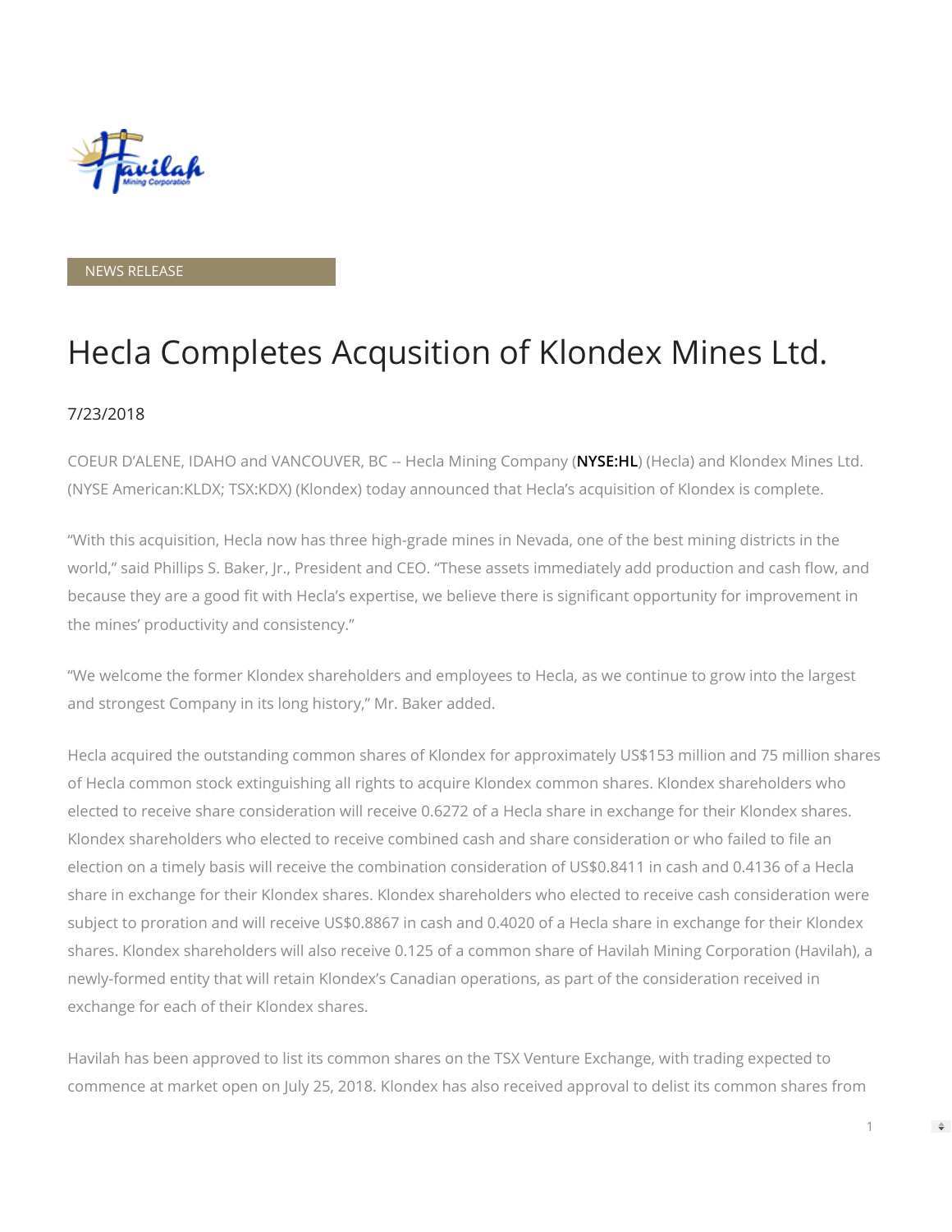NEWS RELEASE

# Hecla Completes Acqusition of Klondex Mines Ltd.

7/23/2018

COEUR D'ALENE, IDAHO and VANCOUVER, BC -- Hecla Mining Company (**NYSE:HL**) (Hecla) and Klondex Mines Ltd. (NYSE American:KLDX; TSX:KDX) (Klondex) today announced that Hecla's acquisition of Klondex is complete.

"With this acquisition, Hecla now has three high-grade mines in Nevada, one of the best mining districts in the world," said Phillips S. Baker, Jr., President and CEO. "These assets immediately add production and cash flow, and because they are a good fit with Hecla's expertise, we believe there is significant opportunity for improvement in the mines' productivity and consistency."

"We welcome the former Klondex shareholders and employees to Hecla, as we continue to grow into the largest and strongest Company in its long history," Mr. Baker added.

Hecla acquired the outstanding common shares of Klondex for approximately US$153 million and 75 million shares of Hecla common stock extinguishing all rights to acquire Klondex common shares. Klondex shareholders who elected to receive share consideration will receive 0.6272 of a Hecla share in exchange for their Klondex shares. Klondex shareholders who elected to receive combined cash and share consideration or who failed to file an election on a timely basis will receive the combination consideration of US$0.8411 in cash and 0.4136 of a Hecla share in exchange for their Klondex shares. Klondex shareholders who elected to receive cash consideration were subject to proration and will receive US$0.8867 in cash and 0.4020 of a Hecla share in exchange for their Klondex shares. Klondex shareholders will also receive 0.125 of a common share of Havilah Mining Corporation (Havilah), a newly-formed entity that will retain Klondex's Canadian operations, as part of the consideration received in exchange for each of their Klondex shares.

Havilah has been approved to list its common shares on the TSX Venture Exchange, with trading expected to commence at market open on July 25, 2018. Klondex has also received approval to delist its common shares from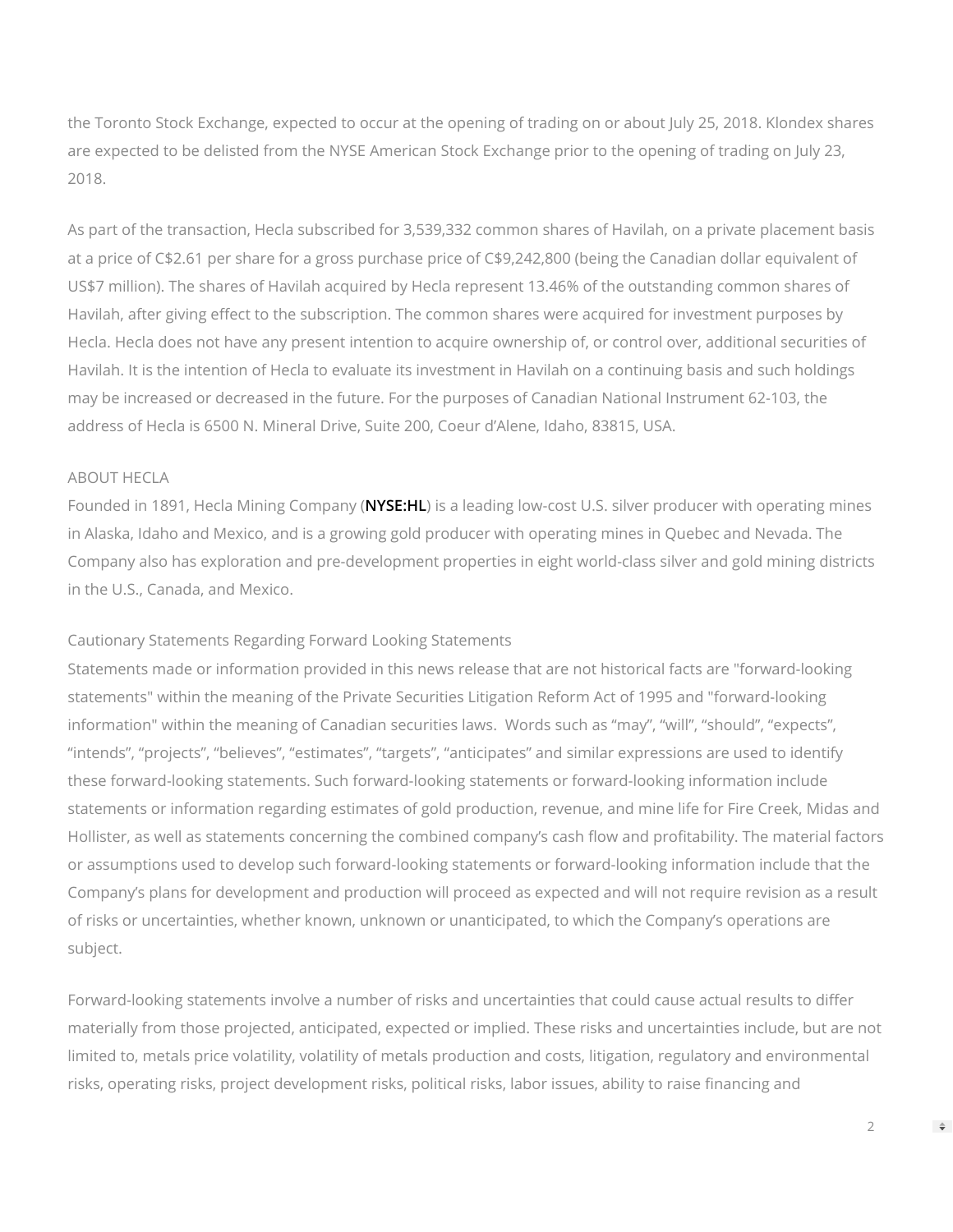the Toronto Stock Exchange, expected to occur at the opening of trading on or about July 25, 2018. Klondex shares are expected to be delisted from the NYSE American Stock Exchange prior to the opening of trading on July 23, 2018.

As part of the transaction, Hecla subscribed for 3,539,332 common shares of Havilah, on a private placement basis at a price of C$2.61 per share for a gross purchase price of C$9,242,800 (being the Canadian dollar equivalent of US$7 million). The shares of Havilah acquired by Hecla represent 13.46% of the outstanding common shares of Havilah, after giving effect to the subscription. The common shares were acquired for investment purposes by Hecla. Hecla does not have any present intention to acquire ownership of, or control over, additional securities of Havilah. It is the intention of Hecla to evaluate its investment in Havilah on a continuing basis and such holdings may be increased or decreased in the future. For the purposes of Canadian National Instrument 62-103, the address of Hecla is 6500 N. Mineral Drive, Suite 200, Coeur d'Alene, Idaho, 83815, USA.

ABOUT HECLA

Founded in 1891, Hecla Mining Company (**NYSE:HL**) is a leading low-cost U.S. silver producer with operating mines in Alaska, Idaho and Mexico, and is a growing gold producer with operating mines in Quebec and Nevada. The Company also has exploration and pre-development properties in eight world-class silver and gold mining districts in the U.S., Canada, and Mexico.

Cautionary Statements Regarding Forward Looking Statements

Statements made or information provided in this news release that are not historical facts are "forward-looking statements" within the meaning of the Private Securities Litigation Reform Act of 1995 and "forward-looking information" within the meaning of Canadian securities laws. Words such as "may", "will", "should", "expects", "intends", "projects", "believes", "estimates", "targets", "anticipates" and similar expressions are used to identify these forward-looking statements. Such forward-looking statements or forward-looking information include statements or information regarding estimates of gold production, revenue, and mine life for Fire Creek, Midas and Hollister, as well as statements concerning the combined company's cash flow and profitability. The material factors or assumptions used to develop such forward-looking statements or forward-looking information include that the Company's plans for development and production will proceed as expected and will not require revision as a result of risks or uncertainties, whether known, unknown or unanticipated, to which the Company's operations are subject.

Forward-looking statements involve a number of risks and uncertainties that could cause actual results to differ materially from those projected, anticipated, expected or implied. These risks and uncertainties include, but are not limited to, metals price volatility, volatility of metals production and costs, litigation, regulatory and environmental risks, operating risks, project development risks, political risks, labor issues, ability to raise financing and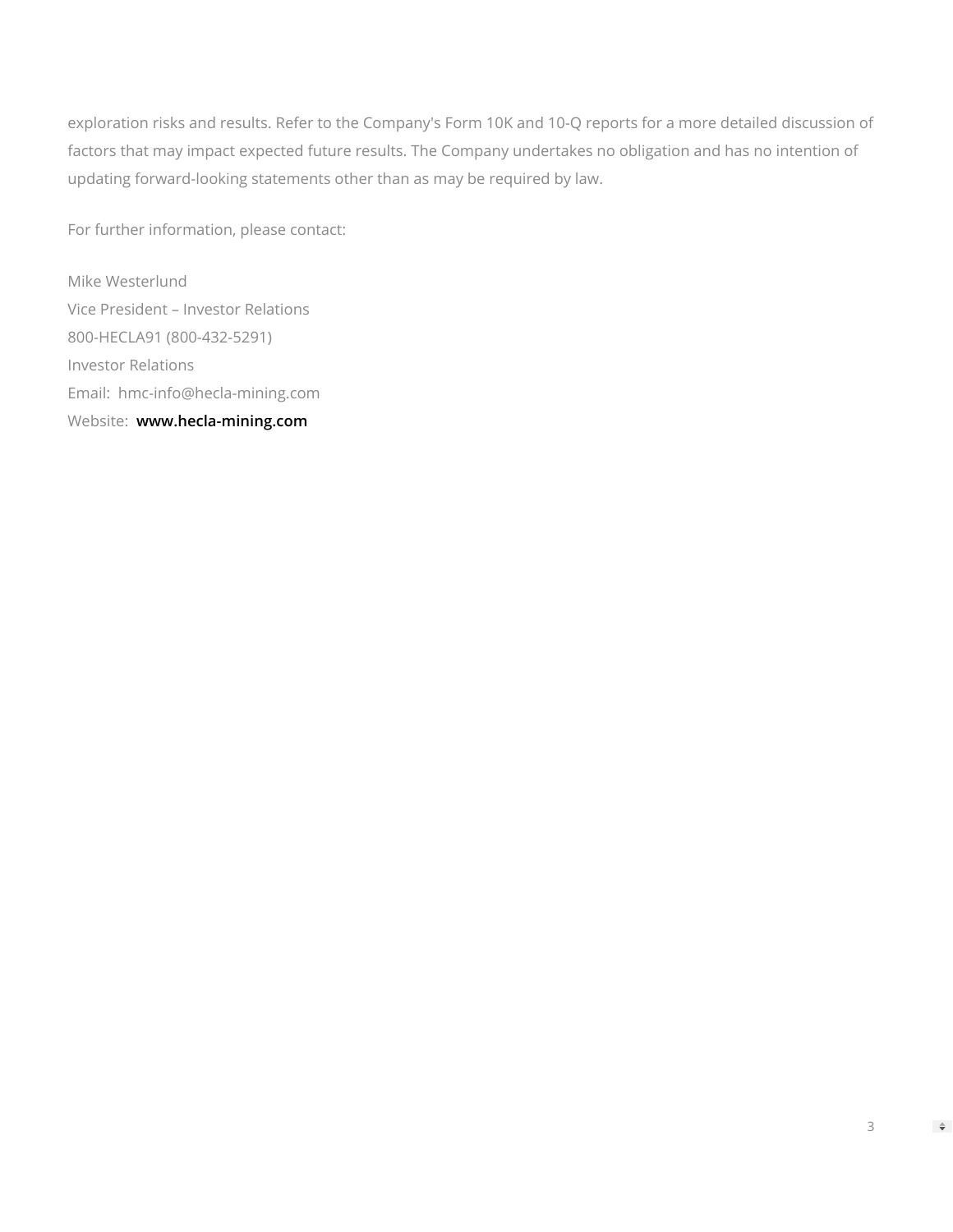exploration risks and results. Refer to the Company's Form 10K and 10-Q reports for a more detailed discussion of factors that may impact expected future results. The Company undertakes no obligation and has no intention of updating forward-looking statements other than as may be required by law.

For further information, please contact:

Mike Westerlund
Vice President – Investor Relations
800-HECLA91 (800-432-5291)
Investor Relations
Email: hmc-info@hecla-mining.com
Website: **www.hecla-mining.com**